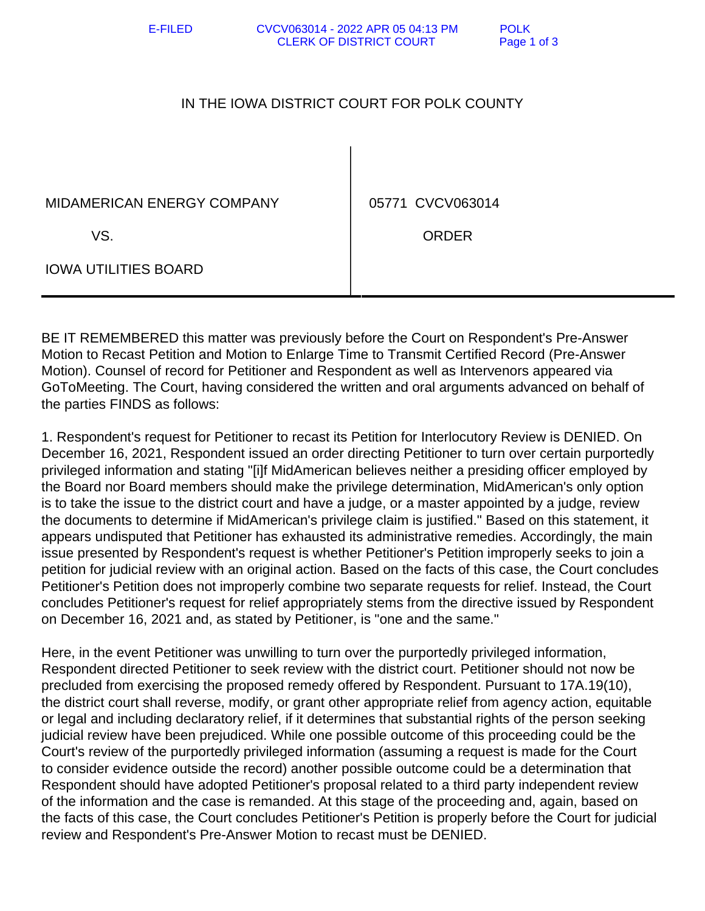IN THE IOWA DISTRICT COURT FOR POLK COUNTY

| | |
|---|---|
| MIDAMERICAN ENERGY COMPANY | 05771 CVCV063014 |
| VS. | ORDER |
| IOWA UTILITIES BOARD | |

BE IT REMEMBERED this matter was previously before the Court on Respondent's Pre-Answer Motion to Recast Petition and Motion to Enlarge Time to Transmit Certified Record (Pre-Answer Motion). Counsel of record for Petitioner and Respondent as well as Intervenors appeared via GoToMeeting. The Court, having considered the written and oral arguments advanced on behalf of the parties FINDS as follows:

1. Respondent's request for Petitioner to recast its Petition for Interlocutory Review is DENIED. On December 16, 2021, Respondent issued an order directing Petitioner to turn over certain purportedly privileged information and stating "[i]f MidAmerican believes neither a presiding officer employed by the Board nor Board members should make the privilege determination, MidAmerican's only option is to take the issue to the district court and have a judge, or a master appointed by a judge, review the documents to determine if MidAmerican's privilege claim is justified." Based on this statement, it appears undisputed that Petitioner has exhausted its administrative remedies. Accordingly, the main issue presented by Respondent's request is whether Petitioner's Petition improperly seeks to join a petition for judicial review with an original action. Based on the facts of this case, the Court concludes Petitioner's Petition does not improperly combine two separate requests for relief. Instead, the Court concludes Petitioner's request for relief appropriately stems from the directive issued by Respondent on December 16, 2021 and, as stated by Petitioner, is "one and the same."

Here, in the event Petitioner was unwilling to turn over the purportedly privileged information, Respondent directed Petitioner to seek review with the district court. Petitioner should not now be precluded from exercising the proposed remedy offered by Respondent. Pursuant to 17A.19(10), the district court shall reverse, modify, or grant other appropriate relief from agency action, equitable or legal and including declaratory relief, if it determines that substantial rights of the person seeking judicial review have been prejudiced. While one possible outcome of this proceeding could be the Court's review of the purportedly privileged information (assuming a request is made for the Court to consider evidence outside the record) another possible outcome could be a determination that Respondent should have adopted Petitioner's proposal related to a third party independent review of the information and the case is remanded. At this stage of the proceeding and, again, based on the facts of this case, the Court concludes Petitioner's Petition is properly before the Court for judicial review and Respondent's Pre-Answer Motion to recast must be DENIED.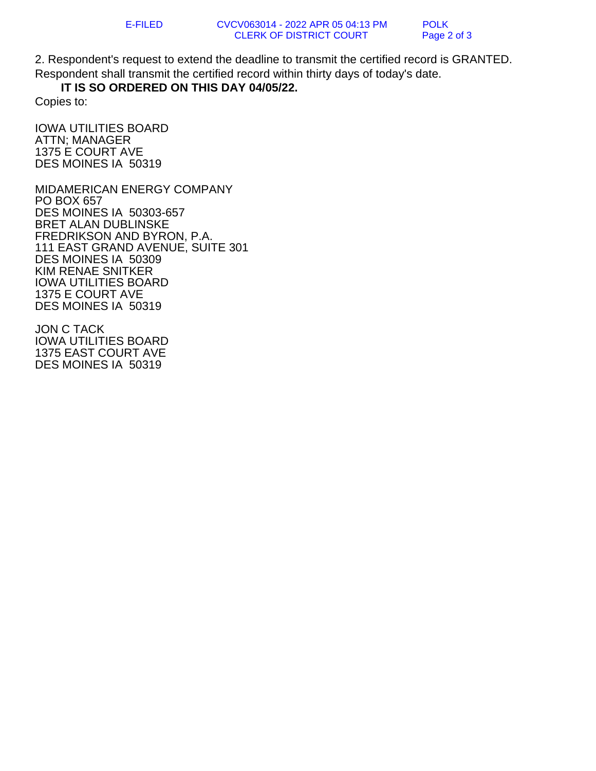2. Respondent's request to extend the deadline to transmit the certified record is GRANTED. Respondent shall transmit the certified record within thirty days of today's date.

**IT IS SO ORDERED ON THIS DAY 04/05/22.**

Copies to:

IOWA UTILITIES BOARD
ATTN; MANAGER
1375 E COURT AVE
DES MOINES IA 50319

MIDAMERICAN ENERGY COMPANY
PO BOX 657
DES MOINES IA 50303-657
BRET ALAN DUBLINSKE
FREDRIKSON AND BYRON, P.A.
111 EAST GRAND AVENUE, SUITE 301
DES MOINES IA 50309
KIM RENAE SNITKER
IOWA UTILITIES BOARD
1375 E COURT AVE
DES MOINES IA 50319

JON C TACK
IOWA UTILITIES BOARD
1375 EAST COURT AVE
DES MOINES IA 50319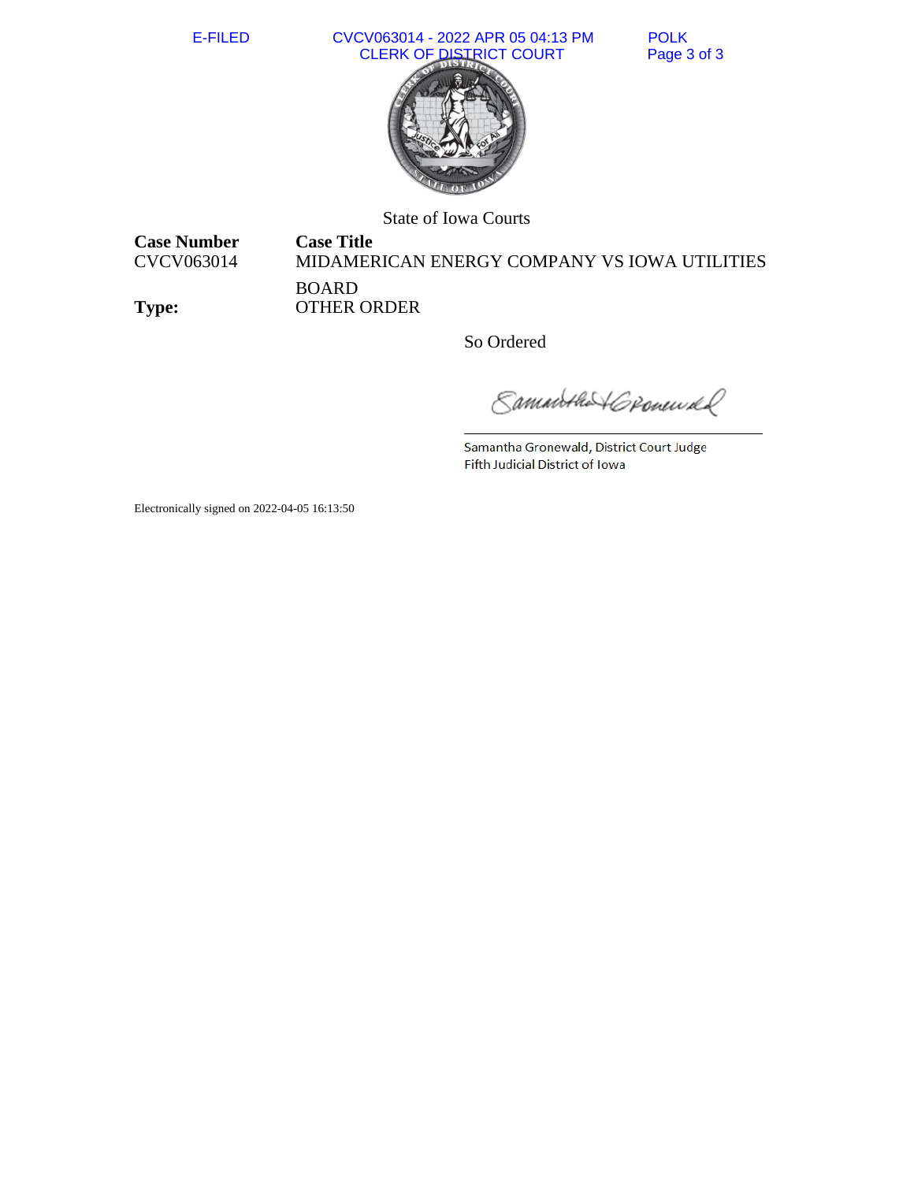State of Iowa Courts

| | |
|---|---|
| **Case Number** | **Case Title** |
| CVCV063014 | MIDAMERICAN ENERGY COMPANY VS IOWA UTILITIES BOARD |
| **Type:** | OTHER ORDER |

So Ordered

Samantha Gronewald, District Court Judge
Fifth Judicial District of Iowa

Electronically signed on 2022-04-05 16:13:50